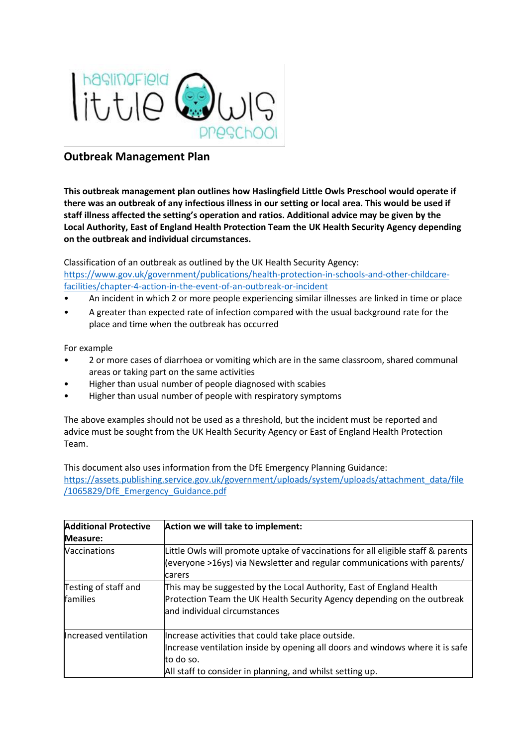haslingfield little Owls preschool

## Outbreak Management Plan

**This outbreak management plan outlines how Haslingfield Little Owls Preschool would operate if there was an outbreak of any infectious illness in our setting or local area. This would be used if staff illness affected the setting's operation and ratios. Additional advice may be given by the Local Authority, East of England Health Protection Team the UK Health Security Agency depending on the outbreak and individual circumstances.**

Classification of an outbreak as outlined by the UK Health Security Agency: [https://www.gov.uk/government/publications/health-protection-in-schools-and-other-childcare-facilities/chapter-4-action-in-the-event-of-an-outbreak-or-incident](https://www.gov.uk/government/publications/health-protection-in-schools-and-other-childcare-facilities/chapter-4-action-in-the-event-of-an-outbreak-or-incident)

- An incident in which 2 or more people experiencing similar illnesses are linked in time or place
- A greater than expected rate of infection compared with the usual background rate for the place and time when the outbreak has occurred

For example

- 2 or more cases of diarrhoea or vomiting which are in the same classroom, shared communal areas or taking part on the same activities
- Higher than usual number of people diagnosed with scabies
- Higher than usual number of people with respiratory symptoms

The above examples should not be used as a threshold, but the incident must be reported and advice must be sought from the UK Health Security Agency or East of England Health Protection Team.

This document also uses information from the DfE Emergency Planning Guidance: [https://assets.publishing.service.gov.uk/government/uploads/system/uploads/attachment_data/file/1065829/DfE_Emergency_Guidance.pdf](https://assets.publishing.service.gov.uk/government/uploads/system/uploads/attachment_data/file/1065829/DfE_Emergency_Guidance.pdf)

| **Additional Protective Measure:** | **Action we will take to implement:** |
|---|---|
| Vaccinations | Little Owls will promote uptake of vaccinations for all eligible staff & parents (everyone >16ys) via Newsletter and regular communications with parents/ carers |
| Testing of staff and families | This may be suggested by the Local Authority, East of England Health Protection Team the UK Health Security Agency depending on the outbreak and individual circumstances |
| Increased ventilation | Increase activities that could take place outside.<br>Increase ventilation inside by opening all doors and windows where it is safe to do so.<br>All staff to consider in planning, and whilst setting up. |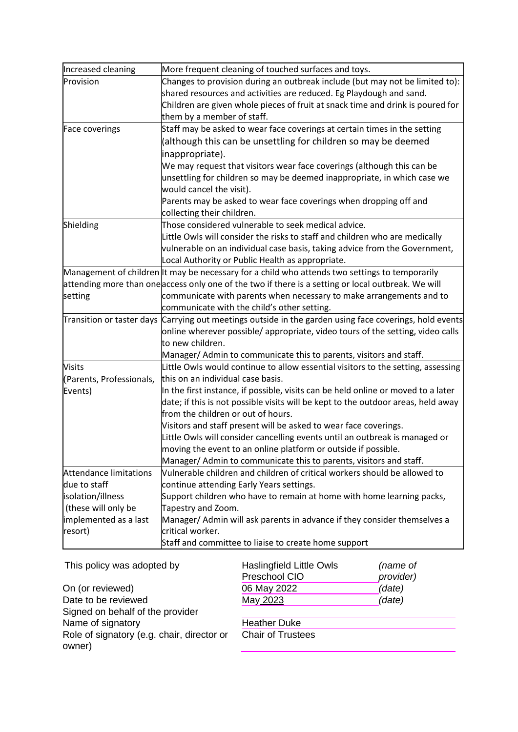| | |
|---|---|
| Increased cleaning | More frequent cleaning of touched surfaces and toys. |
| Provision | Changes to provision during an outbreak include (but may not be limited to): shared resources and activities are reduced. Eg Playdough and sand. Children are given whole pieces of fruit at snack time and drink is poured for them by a member of staff. |
| Face coverings | Staff may be asked to wear face coverings at certain times in the setting (although this can be unsettling for children so may be deemed inappropriate). We may request that visitors wear face coverings (although this can be unsettling for children so may be deemed inappropriate, in which case we would cancel the visit). Parents may be asked to wear face coverings when dropping off and collecting their children. |
| Shielding | Those considered vulnerable to seek medical advice. Little Owls will consider the risks to staff and children who are medically vulnerable on an individual case basis, taking advice from the Government, Local Authority or Public Health as appropriate. |
| Management of children attending more than one setting | It may be necessary for a child who attends two settings to temporarily access only one of the two if there is a setting or local outbreak. We will communicate with parents when necessary to make arrangements and to communicate with the child's other setting. |
| Transition or taster days | Carrying out meetings outside in the garden using face coverings, hold events online wherever possible/ appropriate, video tours of the setting, video calls to new children. Manager/ Admin to communicate this to parents, visitors and staff. |
| Visits (Parents, Professionals, Events) | Little Owls would continue to allow essential visitors to the setting, assessing this on an individual case basis. In the first instance, if possible, visits can be held online or moved to a later date; if this is not possible visits will be kept to the outdoor areas, held away from the children or out of hours. Visitors and staff present will be asked to wear face coverings. Little Owls will consider cancelling events until an outbreak is managed or moving the event to an online platform or outside if possible. Manager/ Admin to communicate this to parents, visitors and staff. |
| Attendance limitations due to staff isolation/illness (these will only be implemented as a last resort) | Vulnerable children and children of critical workers should be allowed to continue attending Early Years settings. Support children who have to remain at home with home learning packs, Tapestry and Zoom. Manager/ Admin will ask parents in advance if they consider themselves a critical worker. Staff and committee to liaise to create home support |

| | | |
|---|---|---|
| This policy was adopted by | Haslingfield Little Owls Preschool CIO | *(name of provider)* |
| On (or reviewed) | 06 May 2022 | *(date)* |
| Date to be reviewed | May 2023 | *(date)* |
| Signed on behalf of the provider | | |
| Name of signatory | Heather Duke | |
| Role of signatory (e.g. chair, director or owner) | Chair of Trustees | |